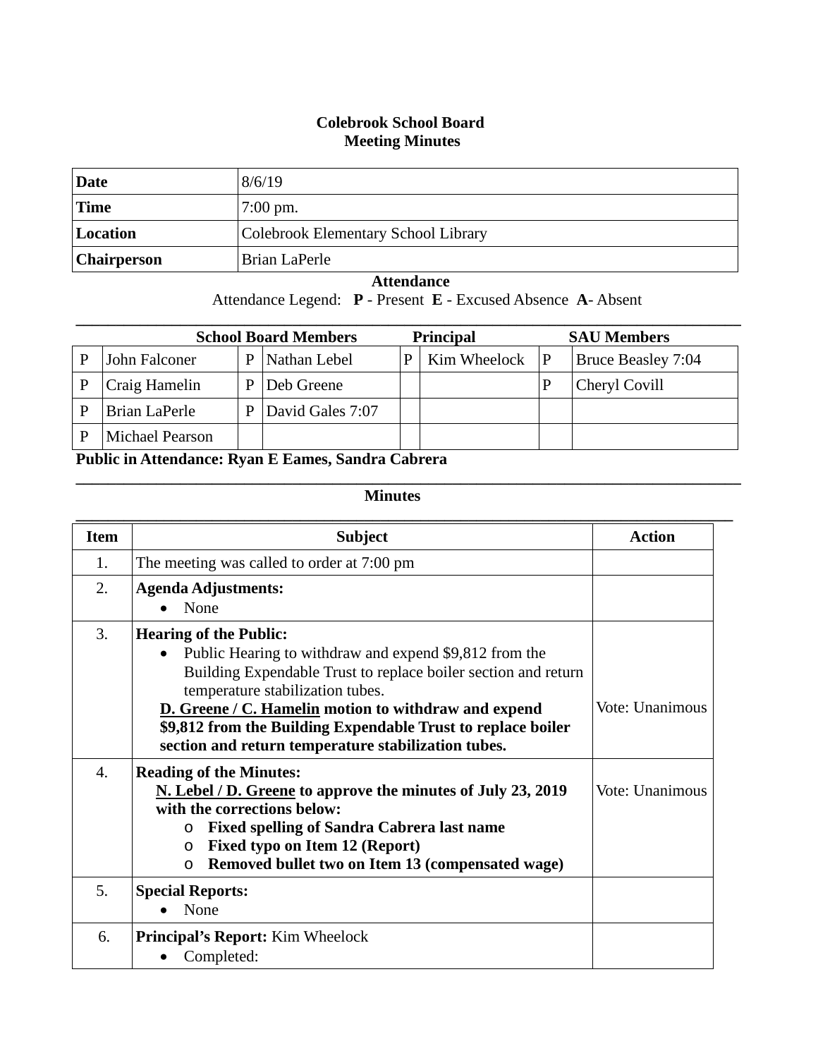# Colebrook School Board
## Meeting Minutes

| Date | 8/6/19 |
|---|---|
| Time | 7:00 pm. |
| Location | Colebrook Elementary School Library |
| Chairperson | Brian LaPerle |

**Attendance**

Attendance Legend: **P** - Present **E** - Excused Absence **A**- Absent

| | School Board Members | | | | Principal | | SAU Members |
|---|---|---|---|---|---|---|---|
| P | John Falconer | P | Nathan Lebel | P | Kim Wheelock | P | Bruce Beasley 7:04 |
| P | Craig Hamelin | P | Deb Greene | | | P | Cheryl Covill |
| P | Brian LaPerle | P | David Gales 7:07 | | | | |
| P | Michael Pearson | | | | | | |

**Public in Attendance: Ryan E Eames, Sandra Cabrera**

**Minutes**

| Item | Subject | Action |
|---|---|---|
| 1. | The meeting was called to order at 7:00 pm | |
| 2. | **Agenda Adjustments:**<br>• None | |
| 3. | **Hearing of the Public:**<br>• Public Hearing to withdraw and expend $9,812 from the Building Expendable Trust to replace boiler section and return temperature stabilization tubes.<br>**D. Greene / C. Hamelin motion to withdraw and expend $9,812 from the Building Expendable Trust to replace boiler section and return temperature stabilization tubes.** | Vote: Unanimous |
| 4. | **Reading of the Minutes:**<br>**N. Lebel / D. Greene to approve the minutes of July 23, 2019 with the corrections below:**<br>○ **Fixed spelling of Sandra Cabrera last name**<br>○ **Fixed typo on Item 12 (Report)**<br>○ **Removed bullet two on Item 13 (compensated wage)** | Vote: Unanimous |
| 5. | **Special Reports:**<br>• None | |
| 6. | **Principal's Report:** Kim Wheelock<br>• Completed: | |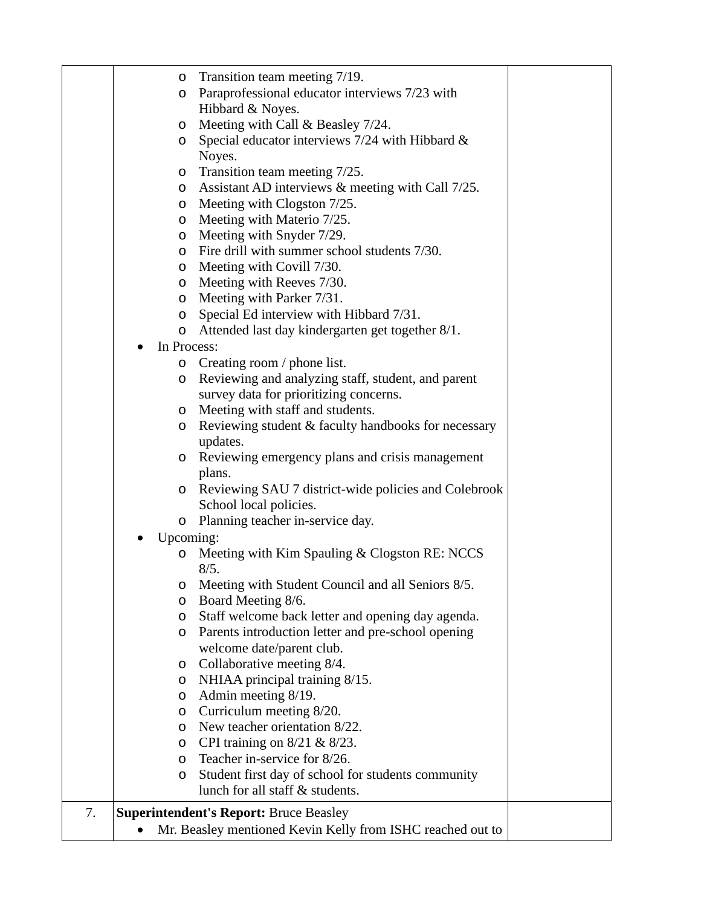| | | |
|---|---|---|
| | - Transition team meeting 7/19.<br>- Paraprofessional educator interviews 7/23 with Hibbard & Noyes.<br>- Meeting with Call & Beasley 7/24.<br>- Special educator interviews 7/24 with Hibbard & Noyes.<br>- Transition team meeting 7/25.<br>- Assistant AD interviews & meeting with Call 7/25.<br>- Meeting with Clogston 7/25.<br>- Meeting with Materio 7/25.<br>- Meeting with Snyder 7/29.<br>- Fire drill with summer school students 7/30.<br>- Meeting with Covill 7/30.<br>- Meeting with Reeves 7/30.<br>- Meeting with Parker 7/31.<br>- Special Ed interview with Hibbard 7/31.<br>- Attended last day kindergarten get together 8/1.<br><br>• In Process:<br>- Creating room / phone list.<br>- Reviewing and analyzing staff, student, and parent survey data for prioritizing concerns.<br>- Meeting with staff and students.<br>- Reviewing student & faculty handbooks for necessary updates.<br>- Reviewing emergency plans and crisis management plans.<br>- Reviewing SAU 7 district-wide policies and Colebrook School local policies.<br>- Planning teacher in-service day.<br><br>• Upcoming:<br>- Meeting with Kim Spauling & Clogston RE: NCCS 8/5.<br>- Meeting with Student Council and all Seniors 8/5.<br>- Board Meeting 8/6.<br>- Staff welcome back letter and opening day agenda.<br>- Parents introduction letter and pre-school opening welcome date/parent club.<br>- Collaborative meeting 8/4.<br>- NHIAA principal training 8/15.<br>- Admin meeting 8/19.<br>- Curriculum meeting 8/20.<br>- New teacher orientation 8/22.<br>- CPI training on 8/21 & 8/23.<br>- Teacher in-service for 8/26.<br>- Student first day of school for students community lunch for all staff & students. | |
| 7. | **Superintendent's Report:** Bruce Beasley<br>• Mr. Beasley mentioned Kevin Kelly from ISHC reached out to | |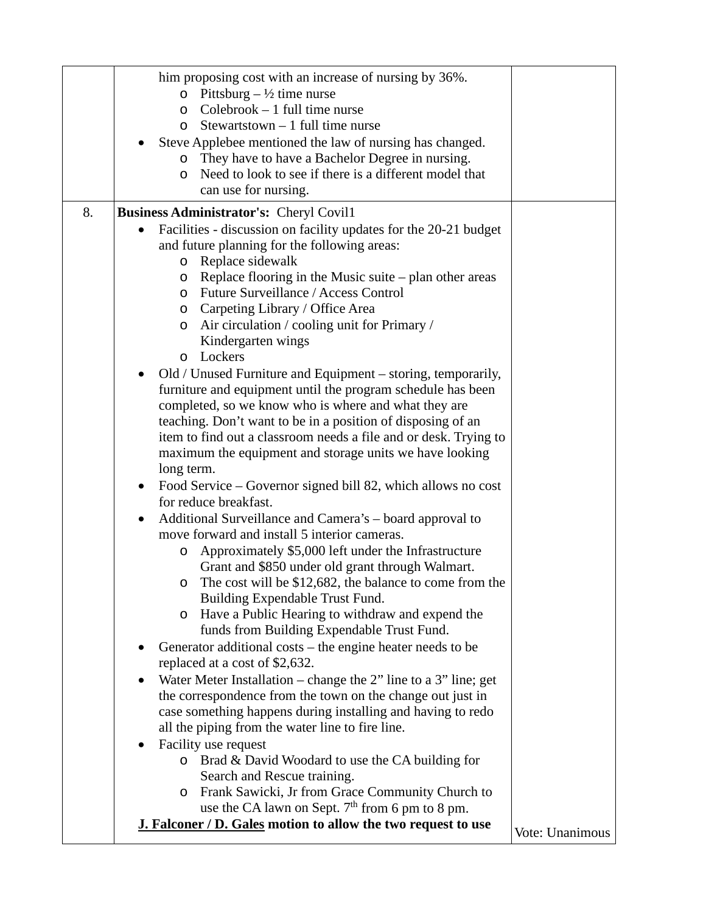| | | |
|---|---|---|
| | him proposing cost with an increase of nursing by 36%.<br>◦ Pittsburg – ½ time nurse<br>◦ Colebrook – 1 full time nurse<br>◦ Stewartstown – 1 full time nurse<br>• Steve Applebee mentioned the law of nursing has changed.<br>◦ They have to have a Bachelor Degree in nursing.<br>◦ Need to look to see if there is a different model that can use for nursing. | |
| 8. | **Business Administrator's:** Cheryl Covil1<br>• Facilities - discussion on facility updates for the 20-21 budget and future planning for the following areas:<br>◦ Replace sidewalk<br>◦ Replace flooring in the Music suite – plan other areas<br>◦ Future Surveillance / Access Control<br>◦ Carpeting Library / Office Area<br>◦ Air circulation / cooling unit for Primary / Kindergarten wings<br>◦ Lockers<br>• Old / Unused Furniture and Equipment – storing, temporarily, furniture and equipment until the program schedule has been completed, so we know who is where and what they are teaching. Don't want to be in a position of disposing of an item to find out a classroom needs a file and or desk. Trying to maximum the equipment and storage units we have looking long term.<br>• Food Service – Governor signed bill 82, which allows no cost for reduce breakfast.<br>• Additional Surveillance and Camera's – board approval to move forward and install 5 interior cameras.<br>◦ Approximately $5,000 left under the Infrastructure Grant and $850 under old grant through Walmart.<br>◦ The cost will be $12,682, the balance to come from the Building Expendable Trust Fund.<br>◦ Have a Public Hearing to withdraw and expend the funds from Building Expendable Trust Fund.<br>• Generator additional costs – the engine heater needs to be replaced at a cost of $2,632.<br>• Water Meter Installation – change the 2" line to a 3" line; get the correspondence from the town on the change out just in case something happens during installing and having to redo all the piping from the water line to fire line.<br>• Facility use request<br>◦ Brad & David Woodard to use the CA building for Search and Rescue training.<br>◦ Frank Sawicki, Jr from Grace Community Church to use the CA lawn on Sept. 7th from 6 pm to 8 pm.<br>**<u>J. Falconer / D. Gales</u> motion to allow the two request to use** | Vote: Unanimous |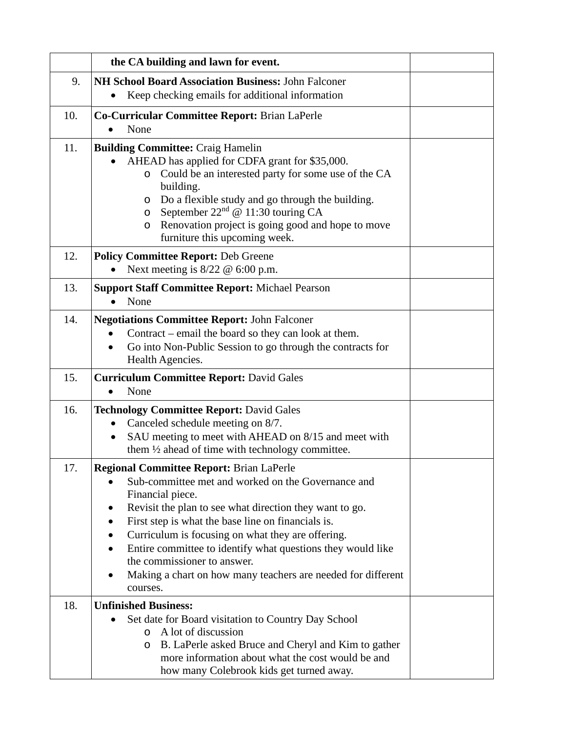| | | |
|---|---|---|
| | **the CA building and lawn for event.** | |
| 9. | **NH School Board Association Business:** John Falconer<br>• Keep checking emails for additional information | |
| 10. | **Co-Curricular Committee Report:** Brian LaPerle<br>• None | |
| 11. | **Building Committee:** Craig Hamelin<br>• AHEAD has applied for CDFA grant for $35,000.<br>  o Could be an interested party for some use of the CA building.<br>  o Do a flexible study and go through the building.<br>  o September 22nd @ 11:30 touring CA<br>  o Renovation project is going good and hope to move furniture this upcoming week. | |
| 12. | **Policy Committee Report:** Deb Greene<br>• Next meeting is 8/22 @ 6:00 p.m. | |
| 13. | **Support Staff Committee Report:** Michael Pearson<br>• None | |
| 14. | **Negotiations Committee Report:** John Falconer<br>• Contract – email the board so they can look at them.<br>• Go into Non-Public Session to go through the contracts for Health Agencies. | |
| 15. | **Curriculum Committee Report:** David Gales<br>• None | |
| 16. | **Technology Committee Report:** David Gales<br>• Canceled schedule meeting on 8/7.<br>• SAU meeting to meet with AHEAD on 8/15 and meet with them ½ ahead of time with technology committee. | |
| 17. | **Regional Committee Report:** Brian LaPerle<br>• Sub-committee met and worked on the Governance and Financial piece.<br>• Revisit the plan to see what direction they want to go.<br>• First step is what the base line on financials is.<br>• Curriculum is focusing on what they are offering.<br>• Entire committee to identify what questions they would like the commissioner to answer.<br>• Making a chart on how many teachers are needed for different courses. | |
| 18. | **Unfinished Business:**<br>• Set date for Board visitation to Country Day School<br>  o A lot of discussion<br>  o B. LaPerle asked Bruce and Cheryl and Kim to gather more information about what the cost would be and how many Colebrook kids get turned away. | |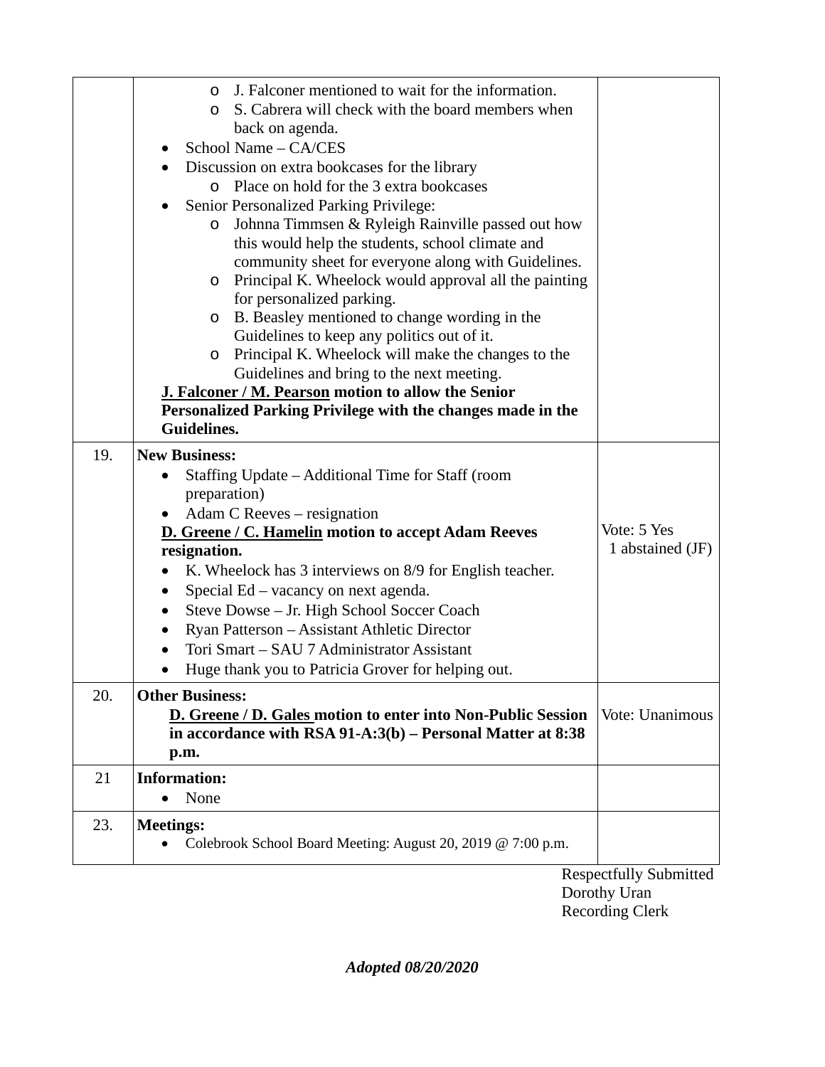| | | |
|---|---|---|
| | o J. Falconer mentioned to wait for the information.<br>o S. Cabrera will check with the board members when back on agenda.<br>• School Name – CA/CES<br>• Discussion on extra bookcases for the library<br>o Place on hold for the 3 extra bookcases<br>• Senior Personalized Parking Privilege:<br>o Johnna Timmsen & Ryleigh Rainville passed out how this would help the students, school climate and community sheet for everyone along with Guidelines.<br>o Principal K. Wheelock would approval all the painting for personalized parking.<br>o B. Beasley mentioned to change wording in the Guidelines to keep any politics out of it.<br>o Principal K. Wheelock will make the changes to the Guidelines and bring to the next meeting.<br>**<u>J. Falconer / M. Pearson</u> motion to allow the Senior Personalized Parking Privilege with the changes made in the Guidelines.** | |
| 19. | **New Business:**<br>• Staffing Update – Additional Time for Staff (room preparation)<br>• Adam C Reeves – resignation<br>**<u>D. Greene / C. Hamelin</u> motion to accept Adam Reeves resignation.**<br>• K. Wheelock has 3 interviews on 8/9 for English teacher.<br>• Special Ed – vacancy on next agenda.<br>• Steve Dowse – Jr. High School Soccer Coach<br>• Ryan Patterson – Assistant Athletic Director<br>• Tori Smart – SAU 7 Administrator Assistant<br>• Huge thank you to Patricia Grover for helping out. | Vote: 5 Yes<br>1 abstained (JF) |
| 20. | **Other Business:**<br>**<u>D. Greene / D. Gales</u> motion to enter into Non-Public Session in accordance with RSA 91-A:3(b) – Personal Matter at 8:38 p.m.** | Vote: Unanimous |
| 21 | **Information:**<br>• None | |
| 23. | **Meetings:**<br>• Colebrook School Board Meeting: August 20, 2019 @ 7:00 p.m. | |

Respectfully Submitted
Dorothy Uran
Recording Clerk

***Adopted 08/20/2020***